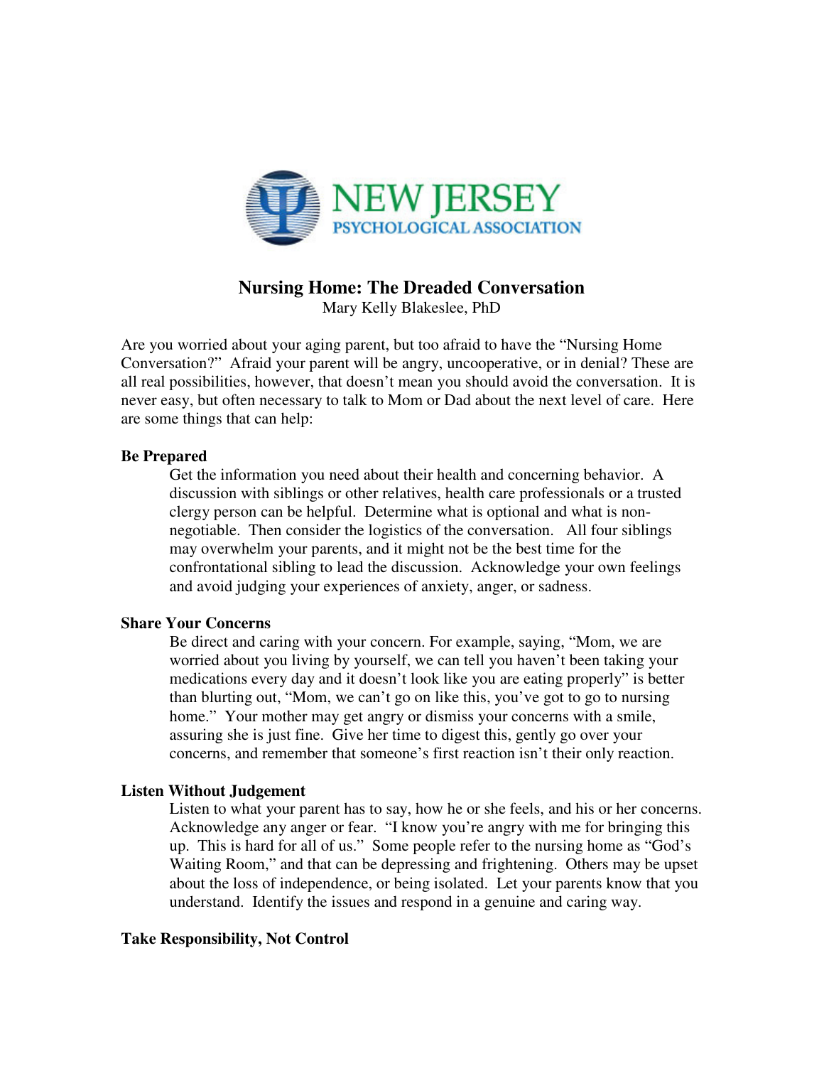NEW JERSEY
PSYCHOLOGICAL ASSOCIATION

# Nursing Home: The Dreaded Conversation

Mary Kelly Blakeslee, PhD

Are you worried about your aging parent, but too afraid to have the "Nursing Home Conversation?" Afraid your parent will be angry, uncooperative, or in denial? These are all real possibilities, however, that doesn't mean you should avoid the conversation. It is never easy, but often necessary to talk to Mom or Dad about the next level of care. Here are some things that can help:

**Be Prepared**

Get the information you need about their health and concerning behavior. A discussion with siblings or other relatives, health care professionals or a trusted clergy person can be helpful. Determine what is optional and what is non-negotiable. Then consider the logistics of the conversation. All four siblings may overwhelm your parents, and it might not be the best time for the confrontational sibling to lead the discussion. Acknowledge your own feelings and avoid judging your experiences of anxiety, anger, or sadness.

**Share Your Concerns**

Be direct and caring with your concern. For example, saying, "Mom, we are worried about you living by yourself, we can tell you haven't been taking your medications every day and it doesn't look like you are eating properly" is better than blurting out, "Mom, we can't go on like this, you've got to go to nursing home." Your mother may get angry or dismiss your concerns with a smile, assuring she is just fine. Give her time to digest this, gently go over your concerns, and remember that someone's first reaction isn't their only reaction.

**Listen Without Judgement**

Listen to what your parent has to say, how he or she feels, and his or her concerns. Acknowledge any anger or fear. "I know you're angry with me for bringing this up. This is hard for all of us." Some people refer to the nursing home as "God's Waiting Room," and that can be depressing and frightening. Others may be upset about the loss of independence, or being isolated. Let your parents know that you understand. Identify the issues and respond in a genuine and caring way.

**Take Responsibility, Not Control**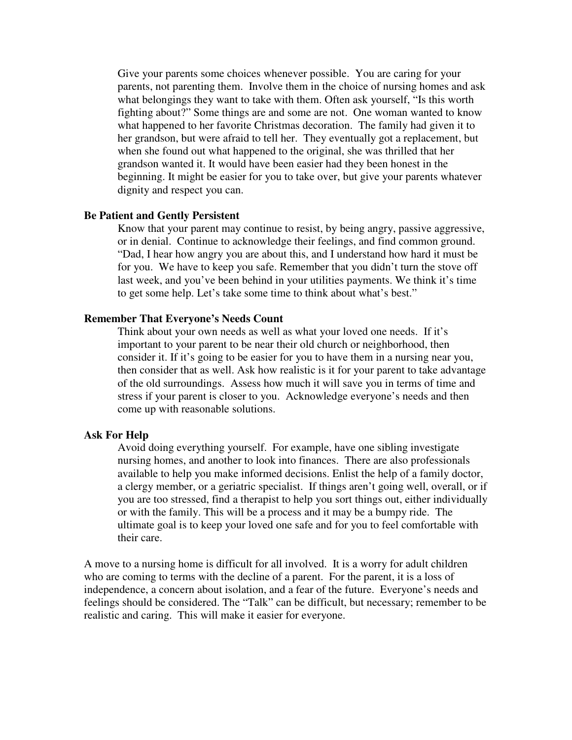Give your parents some choices whenever possible. You are caring for your parents, not parenting them. Involve them in the choice of nursing homes and ask what belongings they want to take with them. Often ask yourself, "Is this worth fighting about?" Some things are and some are not. One woman wanted to know what happened to her favorite Christmas decoration. The family had given it to her grandson, but were afraid to tell her. They eventually got a replacement, but when she found out what happened to the original, she was thrilled that her grandson wanted it. It would have been easier had they been honest in the beginning. It might be easier for you to take over, but give your parents whatever dignity and respect you can.

**Be Patient and Gently Persistent**

Know that your parent may continue to resist, by being angry, passive aggressive, or in denial. Continue to acknowledge their feelings, and find common ground. "Dad, I hear how angry you are about this, and I understand how hard it must be for you. We have to keep you safe. Remember that you didn't turn the stove off last week, and you've been behind in your utilities payments. We think it's time to get some help. Let's take some time to think about what's best."

**Remember That Everyone's Needs Count**

Think about your own needs as well as what your loved one needs. If it's important to your parent to be near their old church or neighborhood, then consider it. If it's going to be easier for you to have them in a nursing near you, then consider that as well. Ask how realistic is it for your parent to take advantage of the old surroundings. Assess how much it will save you in terms of time and stress if your parent is closer to you. Acknowledge everyone's needs and then come up with reasonable solutions.

**Ask For Help**

Avoid doing everything yourself. For example, have one sibling investigate nursing homes, and another to look into finances. There are also professionals available to help you make informed decisions. Enlist the help of a family doctor, a clergy member, or a geriatric specialist. If things aren't going well, overall, or if you are too stressed, find a therapist to help you sort things out, either individually or with the family. This will be a process and it may be a bumpy ride. The ultimate goal is to keep your loved one safe and for you to feel comfortable with their care.

A move to a nursing home is difficult for all involved. It is a worry for adult children who are coming to terms with the decline of a parent. For the parent, it is a loss of independence, a concern about isolation, and a fear of the future. Everyone's needs and feelings should be considered. The "Talk" can be difficult, but necessary; remember to be realistic and caring. This will make it easier for everyone.